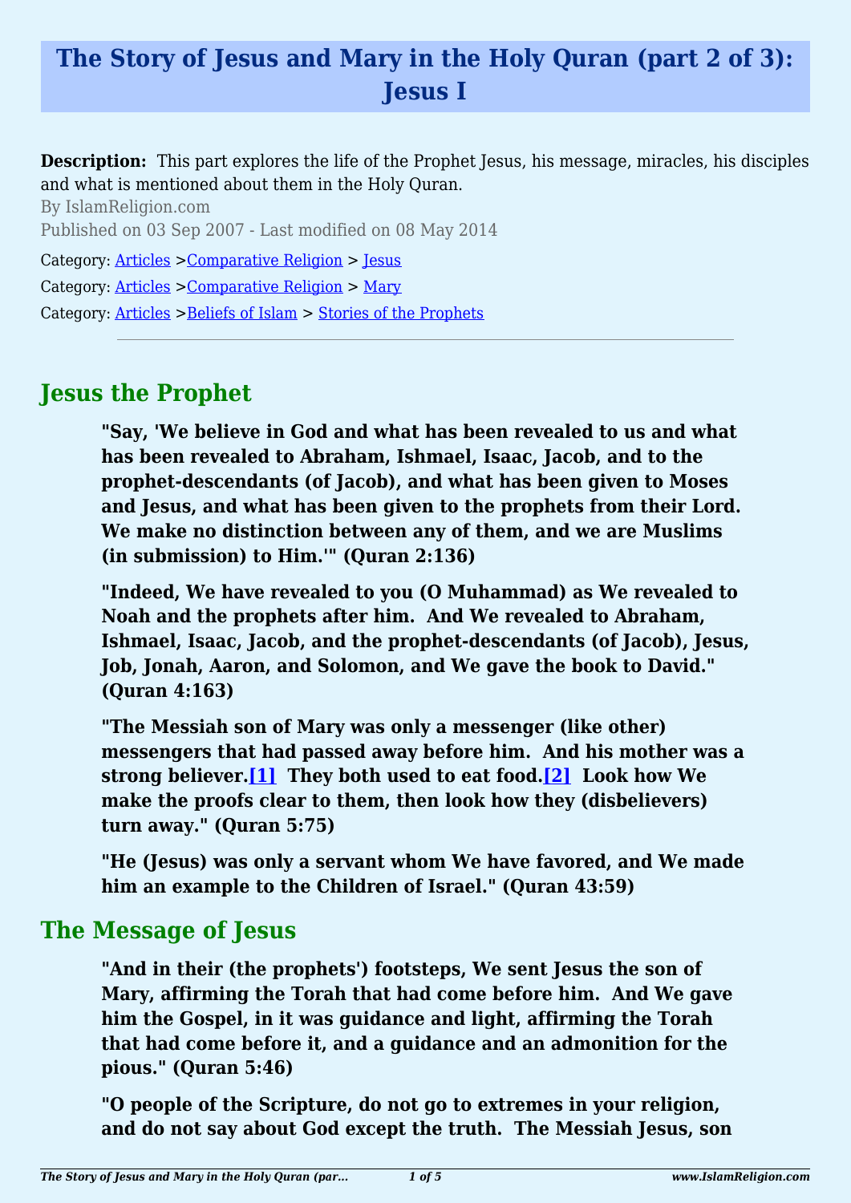# The Story of Jesus and Mary in the Holy Quran (part 2 of 3): Jesus I

**Description:** This part explores the life of the Prophet Jesus, his message, miracles, his disciples and what is mentioned about them in the Holy Quran.

By IslamReligion.com

Published on 03 Sep 2007 - Last modified on 08 May 2014

Category: Articles >Comparative Religion > Jesus

Category: Articles >Comparative Religion > Mary

Category: Articles >Beliefs of Islam > Stories of the Prophets

---

## Jesus the Prophet

**"Say, 'We believe in God and what has been revealed to us and what has been revealed to Abraham, Ishmael, Isaac, Jacob, and to the prophet-descendants (of Jacob), and what has been given to Moses and Jesus, and what has been given to the prophets from their Lord. We make no distinction between any of them, and we are Muslims (in submission) to Him.'" (Quran 2:136)**

**"Indeed, We have revealed to you (O Muhammad) as We revealed to Noah and the prophets after him. And We revealed to Abraham, Ishmael, Isaac, Jacob, and the prophet-descendants (of Jacob), Jesus, Job, Jonah, Aaron, and Solomon, and We gave the book to David." (Quran 4:163)**

**"The Messiah son of Mary was only a messenger (like other) messengers that had passed away before him. And his mother was a strong believer.[1] They both used to eat food.[2] Look how We make the proofs clear to them, then look how they (disbelievers) turn away." (Quran 5:75)**

**"He (Jesus) was only a servant whom We have favored, and We made him an example to the Children of Israel." (Quran 43:59)**

## The Message of Jesus

**"And in their (the prophets') footsteps, We sent Jesus the son of Mary, affirming the Torah that had come before him. And We gave him the Gospel, in it was guidance and light, affirming the Torah that had come before it, and a guidance and an admonition for the pious." (Quran 5:46)**

**"O people of the Scripture, do not go to extremes in your religion, and do not say about God except the truth. The Messiah Jesus, son**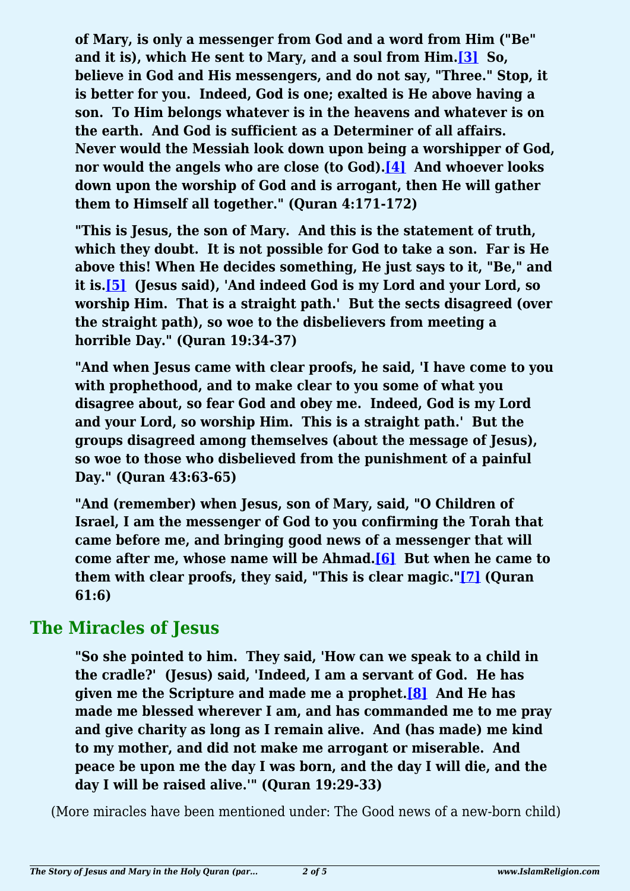**of Mary, is only a messenger from God and a word from Him ("Be" and it is), which He sent to Mary, and a soul from Him.[3] So, believe in God and His messengers, and do not say, "Three." Stop, it is better for you. Indeed, God is one; exalted is He above having a son. To Him belongs whatever is in the heavens and whatever is on the earth. And God is sufficient as a Determiner of all affairs. Never would the Messiah look down upon being a worshipper of God, nor would the angels who are close (to God).[4] And whoever looks down upon the worship of God and is arrogant, then He will gather them to Himself all together." (Quran 4:171-172)**

**"This is Jesus, the son of Mary. And this is the statement of truth, which they doubt. It is not possible for God to take a son. Far is He above this! When He decides something, He just says to it, "Be," and it is.[5] (Jesus said), 'And indeed God is my Lord and your Lord, so worship Him. That is a straight path.' But the sects disagreed (over the straight path), so woe to the disbelievers from meeting a horrible Day." (Quran 19:34-37)**

**"And when Jesus came with clear proofs, he said, 'I have come to you with prophethood, and to make clear to you some of what you disagree about, so fear God and obey me. Indeed, God is my Lord and your Lord, so worship Him. This is a straight path.' But the groups disagreed among themselves (about the message of Jesus), so woe to those who disbelieved from the punishment of a painful Day." (Quran 43:63-65)**

**"And (remember) when Jesus, son of Mary, said, "O Children of Israel, I am the messenger of God to you confirming the Torah that came before me, and bringing good news of a messenger that will come after me, whose name will be Ahmad.[6] But when he came to them with clear proofs, they said, "This is clear magic."[7] (Quran 61:6)**

## The Miracles of Jesus

**"So she pointed to him. They said, 'How can we speak to a child in the cradle?' (Jesus) said, 'Indeed, I am a servant of God. He has given me the Scripture and made me a prophet.[8] And He has made me blessed wherever I am, and has commanded me to me pray and give charity as long as I remain alive. And (has made) me kind to my mother, and did not make me arrogant or miserable. And peace be upon me the day I was born, and the day I will die, and the day I will be raised alive.'" (Quran 19:29-33)**

(More miracles have been mentioned under: The Good news of a new-born child)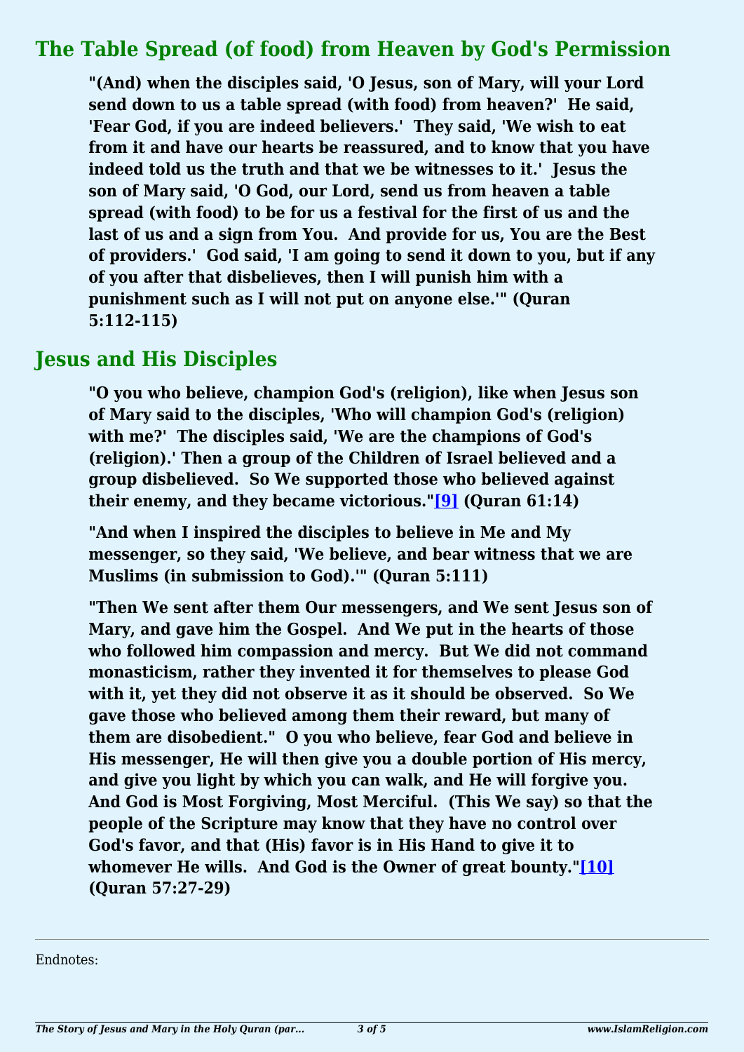## The Table Spread (of food) from Heaven by God's Permission

> **"(And) when the disciples said, 'O Jesus, son of Mary, will your Lord send down to us a table spread (with food) from heaven?' He said, 'Fear God, if you are indeed believers.' They said, 'We wish to eat from it and have our hearts be reassured, and to know that you have indeed told us the truth and that we be witnesses to it.' Jesus the son of Mary said, 'O God, our Lord, send us from heaven a table spread (with food) to be for us a festival for the first of us and the last of us and a sign from You. And provide for us, You are the Best of providers.' God said, 'I am going to send it down to you, but if any of you after that disbelieves, then I will punish him with a punishment such as I will not put on anyone else.'" (Quran 5:112-115)**

## Jesus and His Disciples

> **"O you who believe, champion God's (religion), like when Jesus son of Mary said to the disciples, 'Who will champion God's (religion) with me?' The disciples said, 'We are the champions of God's (religion).' Then a group of the Children of Israel believed and a group disbelieved. So We supported those who believed against their enemy, and they became victorious."[9] (Quran 61:14)**

> **"And when I inspired the disciples to believe in Me and My messenger, so they said, 'We believe, and bear witness that we are Muslims (in submission to God).'" (Quran 5:111)**

> **"Then We sent after them Our messengers, and We sent Jesus son of Mary, and gave him the Gospel. And We put in the hearts of those who followed him compassion and mercy. But We did not command monasticism, rather they invented it for themselves to please God with it, yet they did not observe it as it should be observed. So We gave those who believed among them their reward, but many of them are disobedient." O you who believe, fear God and believe in His messenger, He will then give you a double portion of His mercy, and give you light by which you can walk, and He will forgive you. And God is Most Forgiving, Most Merciful. (This We say) so that the people of the Scripture may know that they have no control over God's favor, and that (His) favor is in His Hand to give it to whomever He wills. And God is the Owner of great bounty."[10] (Quran 57:27-29)**

---

Endnotes: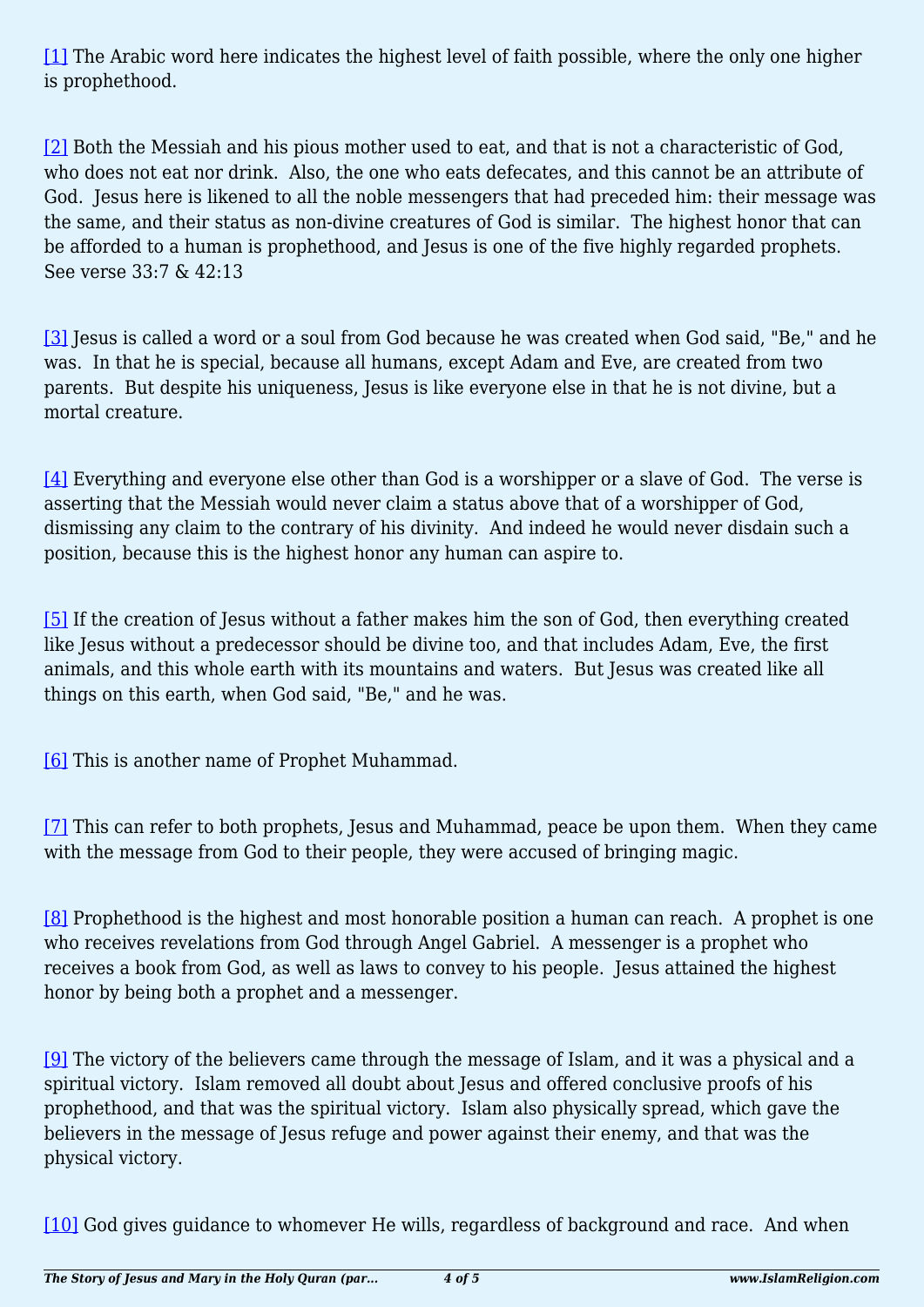[1] The Arabic word here indicates the highest level of faith possible, where the only one higher is prophethood.

[2] Both the Messiah and his pious mother used to eat, and that is not a characteristic of God, who does not eat nor drink. Also, the one who eats defecates, and this cannot be an attribute of God. Jesus here is likened to all the noble messengers that had preceded him: their message was the same, and their status as non-divine creatures of God is similar. The highest honor that can be afforded to a human is prophethood, and Jesus is one of the five highly regarded prophets. See verse 33:7 & 42:13

[3] Jesus is called a word or a soul from God because he was created when God said, "Be," and he was. In that he is special, because all humans, except Adam and Eve, are created from two parents. But despite his uniqueness, Jesus is like everyone else in that he is not divine, but a mortal creature.

[4] Everything and everyone else other than God is a worshipper or a slave of God. The verse is asserting that the Messiah would never claim a status above that of a worshipper of God, dismissing any claim to the contrary of his divinity. And indeed he would never disdain such a position, because this is the highest honor any human can aspire to.

[5] If the creation of Jesus without a father makes him the son of God, then everything created like Jesus without a predecessor should be divine too, and that includes Adam, Eve, the first animals, and this whole earth with its mountains and waters. But Jesus was created like all things on this earth, when God said, "Be," and he was.

[6] This is another name of Prophet Muhammad.

[7] This can refer to both prophets, Jesus and Muhammad, peace be upon them. When they came with the message from God to their people, they were accused of bringing magic.

[8] Prophethood is the highest and most honorable position a human can reach. A prophet is one who receives revelations from God through Angel Gabriel. A messenger is a prophet who receives a book from God, as well as laws to convey to his people. Jesus attained the highest honor by being both a prophet and a messenger.

[9] The victory of the believers came through the message of Islam, and it was a physical and a spiritual victory. Islam removed all doubt about Jesus and offered conclusive proofs of his prophethood, and that was the spiritual victory. Islam also physically spread, which gave the believers in the message of Jesus refuge and power against their enemy, and that was the physical victory.

[10] God gives guidance to whomever He wills, regardless of background and race. And when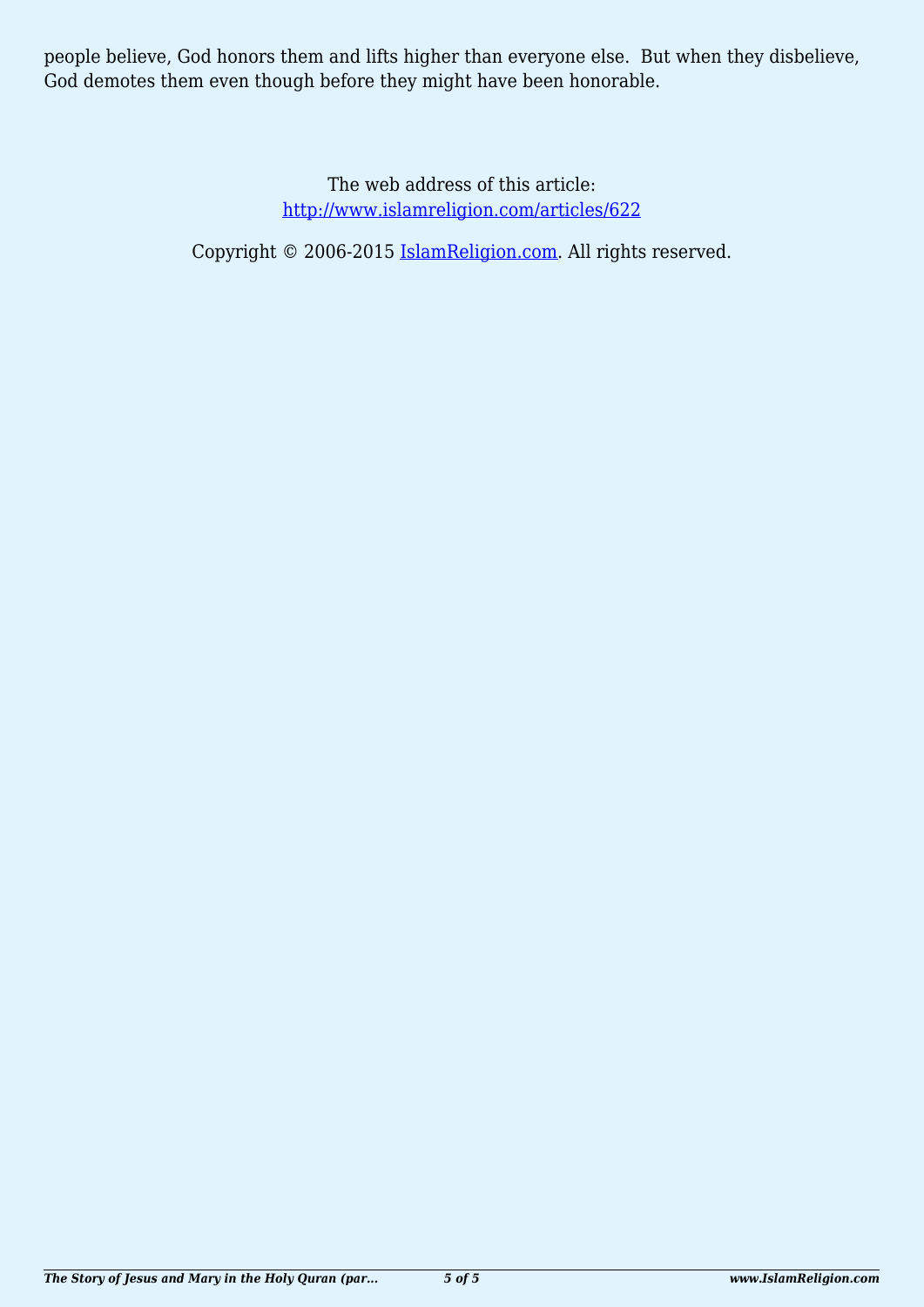people believe, God honors them and lifts higher than everyone else.  But when they disbelieve, God demotes them even though before they might have been honorable.

The web address of this article:
http://www.islamreligion.com/articles/622

Copyright © 2006-2015 IslamReligion.com. All rights reserved.